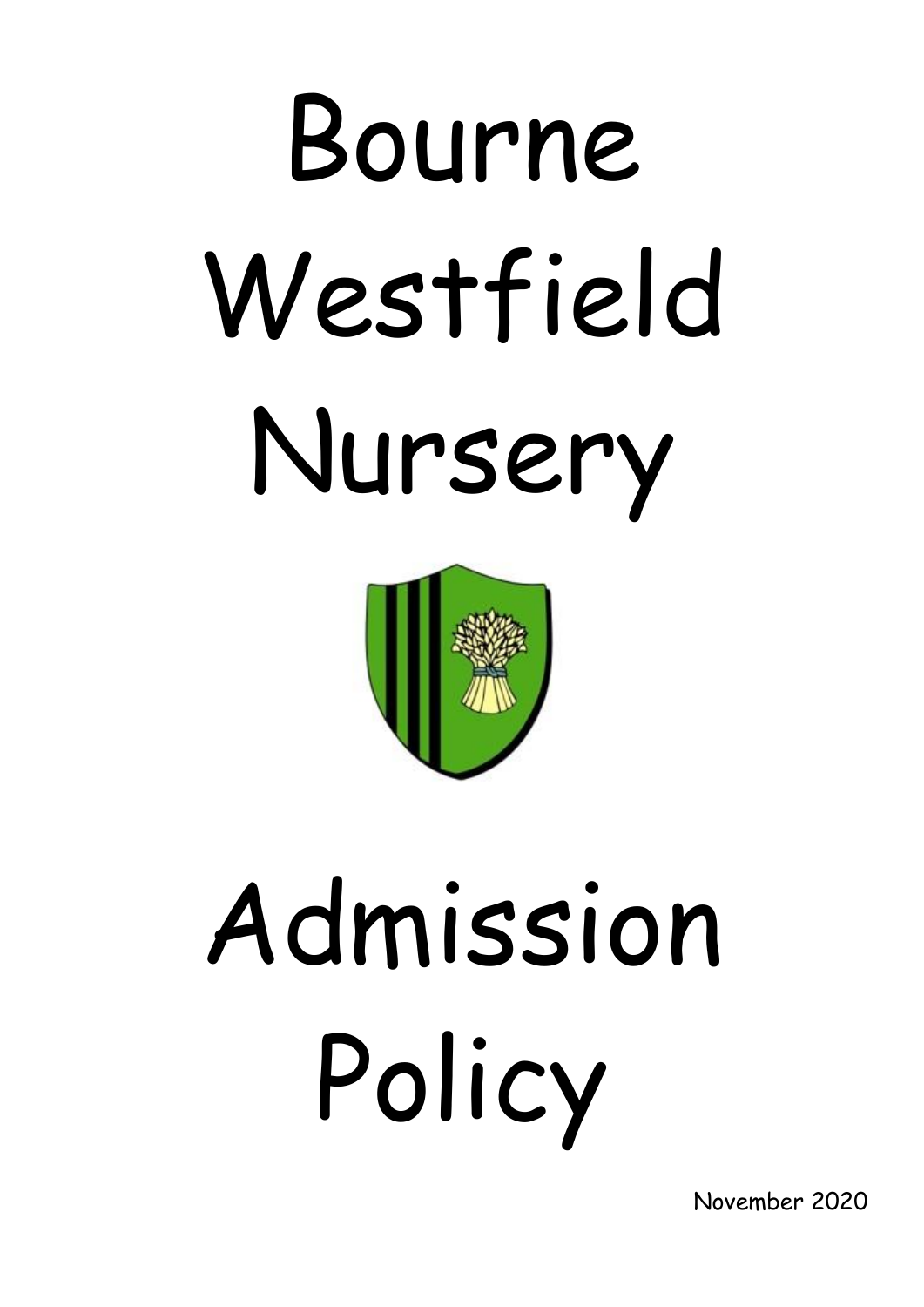# Bourne Westfield Nursery

# Admission Policy

November 2020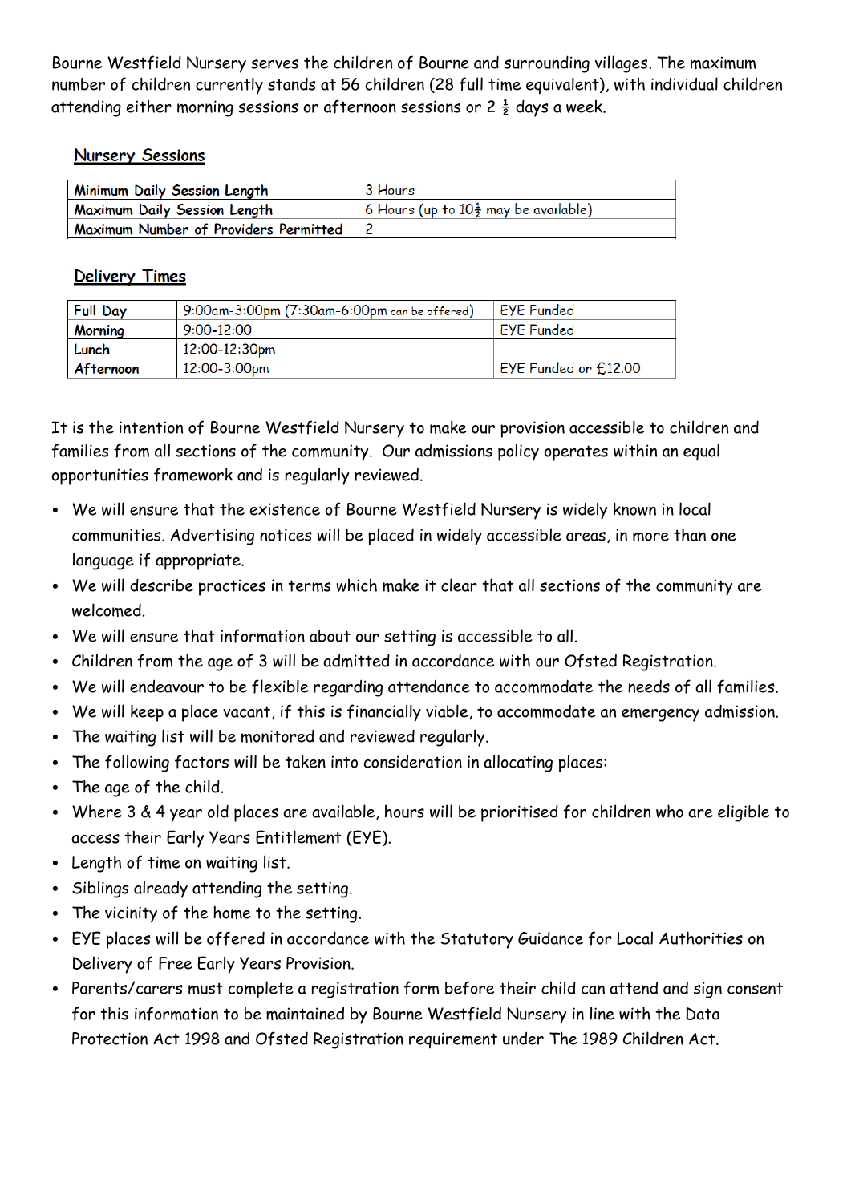Bourne Westfield Nursery serves the children of Bourne and surrounding villages. The maximum number of children currently stands at 56 children (28 full time equivalent), with individual children attending either morning sessions or afternoon sessions or 2 ½ days a week.

## Nursery Sessions

| | |
|---|---|
| **Minimum Daily Session Length** | 3 Hours |
| **Maximum Daily Session Length** | 6 Hours (up to 10½ may be available) |
| **Maximum Number of Providers Permitted** | 2 |

## Delivery Times

| | | |
|---|---|---|
| **Full Day** | 9:00am-3:00pm (7:30am-6:00pm can be offered) | EYE Funded |
| **Morning** | 9:00-12:00 | EYE Funded |
| **Lunch** | 12:00-12:30pm | |
| **Afternoon** | 12:00-3:00pm | EYE Funded or £12.00 |

It is the intention of Bourne Westfield Nursery to make our provision accessible to children and families from all sections of the community. Our admissions policy operates within an equal opportunities framework and is regularly reviewed.

- We will ensure that the existence of Bourne Westfield Nursery is widely known in local communities. Advertising notices will be placed in widely accessible areas, in more than one language if appropriate.
- We will describe practices in terms which make it clear that all sections of the community are welcomed.
- We will ensure that information about our setting is accessible to all.
- Children from the age of 3 will be admitted in accordance with our Ofsted Registration.
- We will endeavour to be flexible regarding attendance to accommodate the needs of all families.
- We will keep a place vacant, if this is financially viable, to accommodate an emergency admission.
- The waiting list will be monitored and reviewed regularly.
- The following factors will be taken into consideration in allocating places:
- The age of the child.
- Where 3 & 4 year old places are available, hours will be prioritised for children who are eligible to access their Early Years Entitlement (EYE).
- Length of time on waiting list.
- Siblings already attending the setting.
- The vicinity of the home to the setting.
- EYE places will be offered in accordance with the Statutory Guidance for Local Authorities on Delivery of Free Early Years Provision.
- Parents/carers must complete a registration form before their child can attend and sign consent for this information to be maintained by Bourne Westfield Nursery in line with the Data Protection Act 1998 and Ofsted Registration requirement under The 1989 Children Act.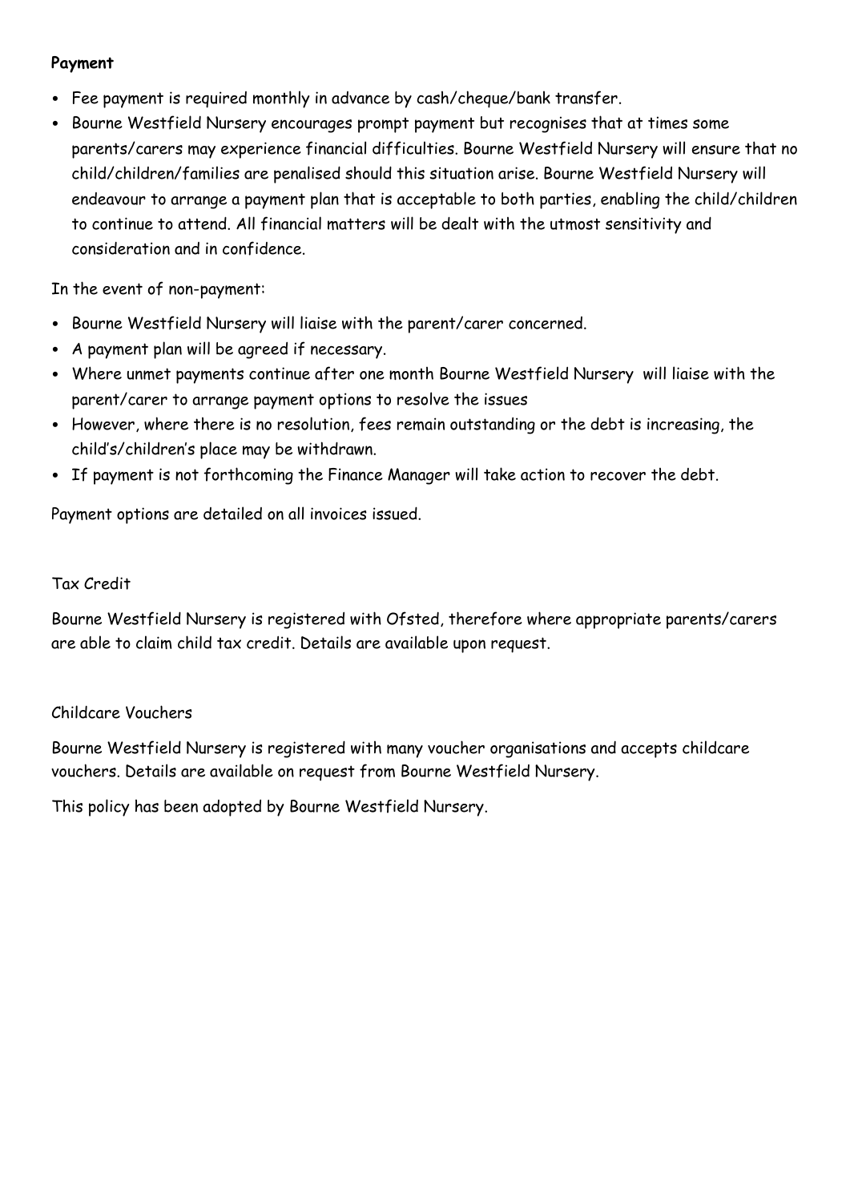**Payment**

- Fee payment is required monthly in advance by cash/cheque/bank transfer.
- Bourne Westfield Nursery encourages prompt payment but recognises that at times some parents/carers may experience financial difficulties. Bourne Westfield Nursery will ensure that no child/children/families are penalised should this situation arise. Bourne Westfield Nursery will endeavour to arrange a payment plan that is acceptable to both parties, enabling the child/children to continue to attend. All financial matters will be dealt with the utmost sensitivity and consideration and in confidence.

In the event of non-payment:

- Bourne Westfield Nursery will liaise with the parent/carer concerned.
- A payment plan will be agreed if necessary.
- Where unmet payments continue after one month Bourne Westfield Nursery will liaise with the parent/carer to arrange payment options to resolve the issues
- However, where there is no resolution, fees remain outstanding or the debt is increasing, the child's/children's place may be withdrawn.
- If payment is not forthcoming the Finance Manager will take action to recover the debt.

Payment options are detailed on all invoices issued.

Tax Credit

Bourne Westfield Nursery is registered with Ofsted, therefore where appropriate parents/carers are able to claim child tax credit. Details are available upon request.

Childcare Vouchers

Bourne Westfield Nursery is registered with many voucher organisations and accepts childcare vouchers. Details are available on request from Bourne Westfield Nursery.

This policy has been adopted by Bourne Westfield Nursery.